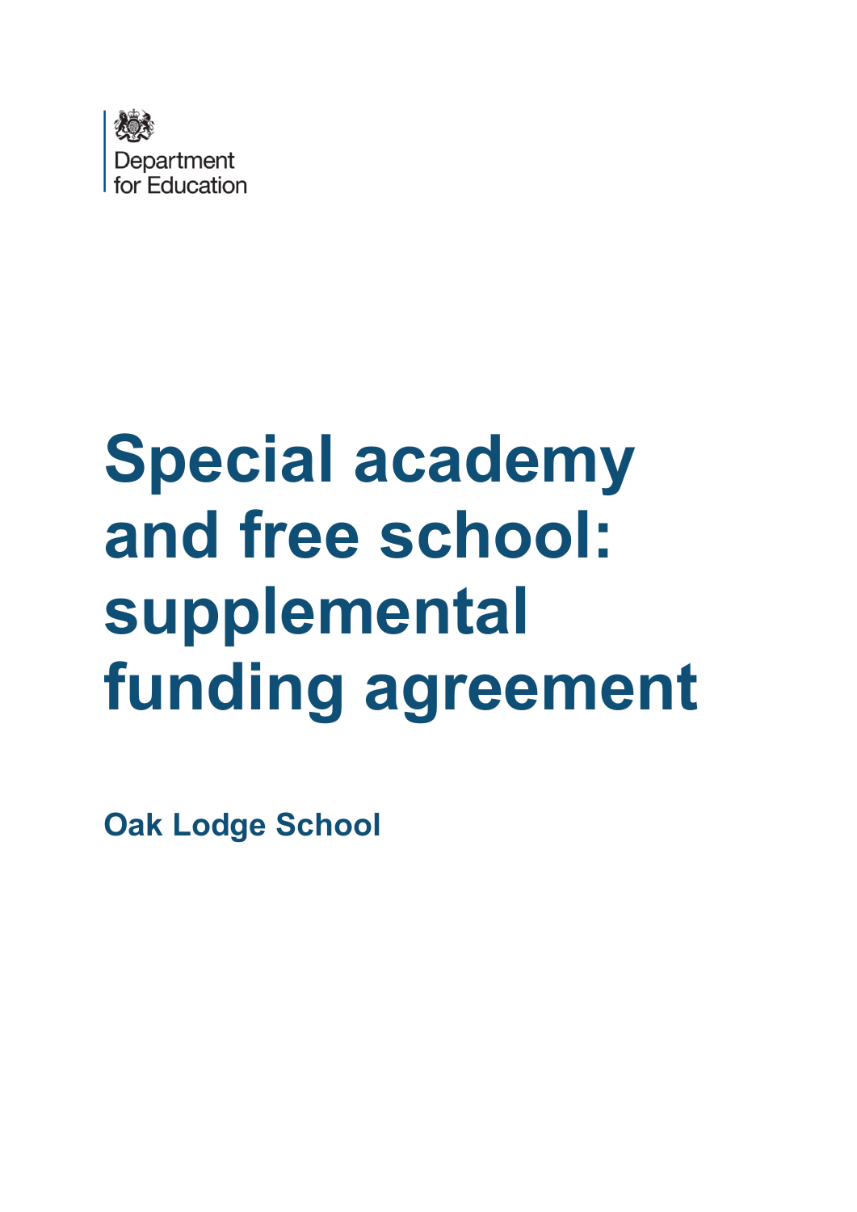Department for Education

# Special academy and free school: supplemental funding agreement

**Oak Lodge School**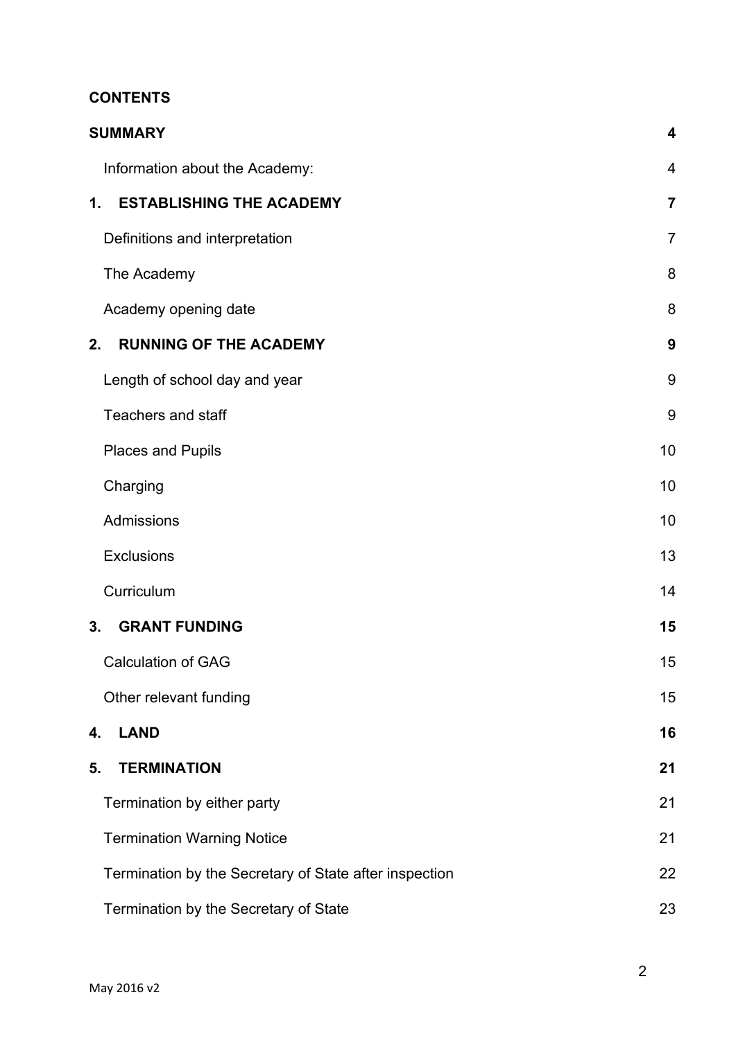**CONTENTS**

| | |
|---|---|
| **SUMMARY** | **4** |
| Information about the Academy: | 4 |
| **1. ESTABLISHING THE ACADEMY** | **7** |
| Definitions and interpretation | 7 |
| The Academy | 8 |
| Academy opening date | 8 |
| **2. RUNNING OF THE ACADEMY** | **9** |
| Length of school day and year | 9 |
| Teachers and staff | 9 |
| Places and Pupils | 10 |
| Charging | 10 |
| Admissions | 10 |
| Exclusions | 13 |
| Curriculum | 14 |
| **3. GRANT FUNDING** | **15** |
| Calculation of GAG | 15 |
| Other relevant funding | 15 |
| **4. LAND** | **16** |
| **5. TERMINATION** | **21** |
| Termination by either party | 21 |
| Termination Warning Notice | 21 |
| Termination by the Secretary of State after inspection | 22 |
| Termination by the Secretary of State | 23 |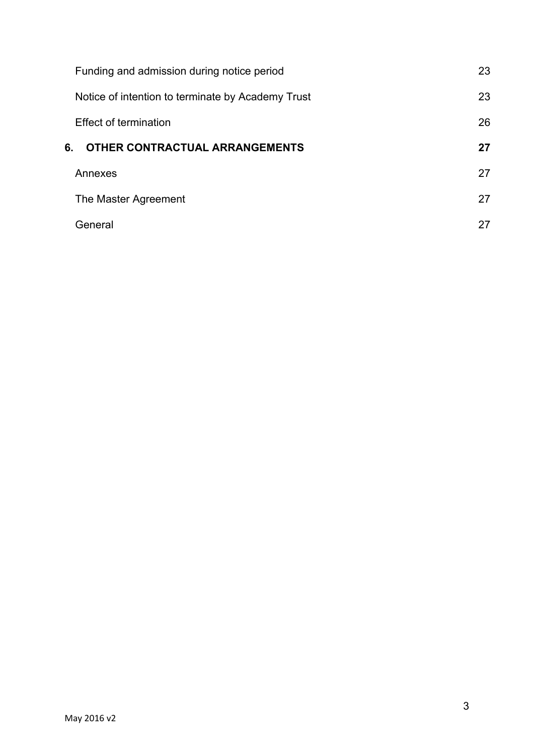| | |
|---|---|
| Funding and admission during notice period | 23 |
| Notice of intention to terminate by Academy Trust | 23 |
| Effect of termination | 26 |
| **6. OTHER CONTRACTUAL ARRANGEMENTS** | **27** |
| Annexes | 27 |
| The Master Agreement | 27 |
| General | 27 |

May 2016 v2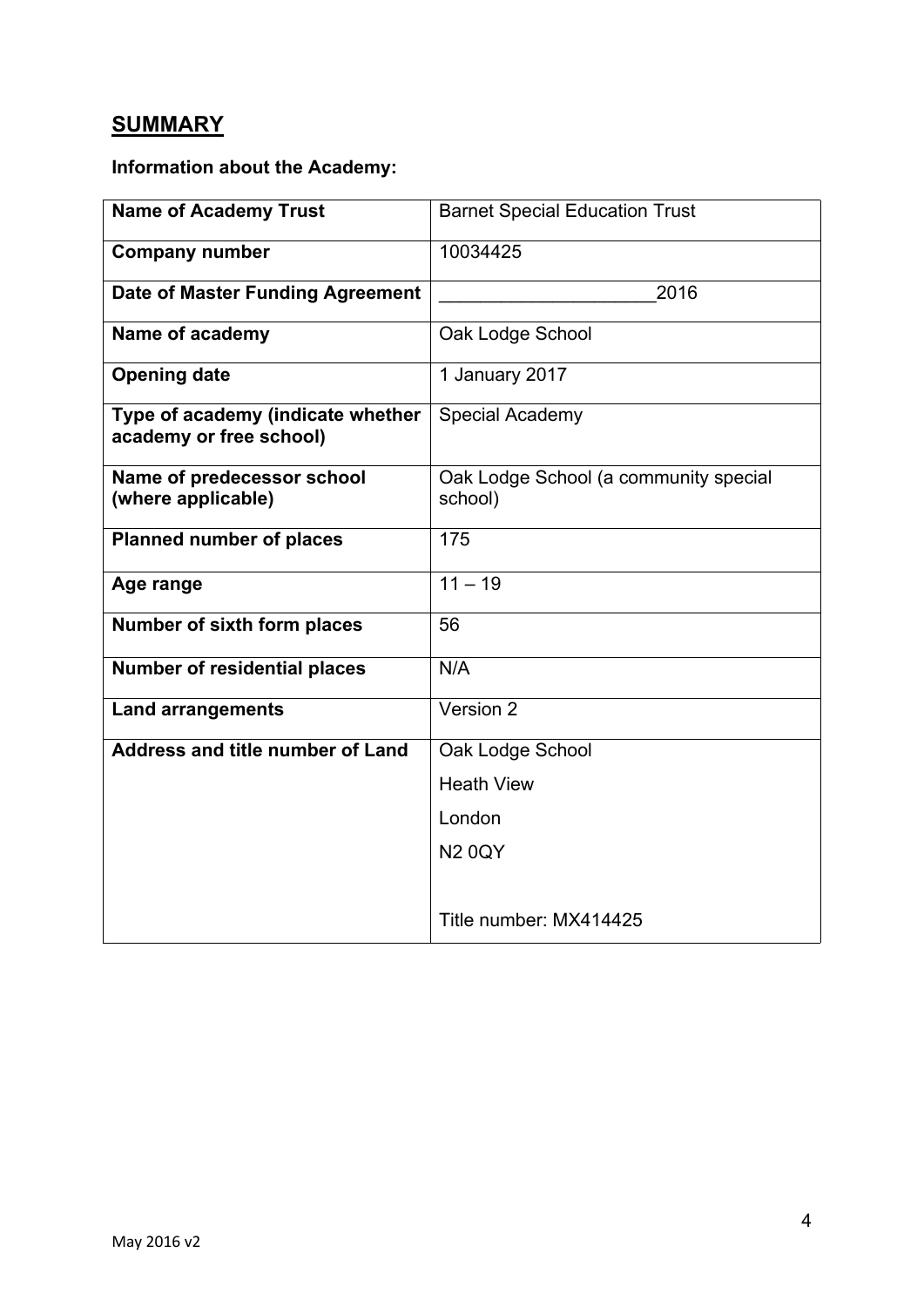## SUMMARY

**Information about the Academy:**

| **Name of Academy Trust** | Barnet Special Education Trust |
|---|---|
| **Company number** | 10034425 |
| **Date of Master Funding Agreement** | ____________________2016 |
| **Name of academy** | Oak Lodge School |
| **Opening date** | 1 January 2017 |
| **Type of academy (indicate whether academy or free school)** | Special Academy |
| **Name of predecessor school (where applicable)** | Oak Lodge School (a community special school) |
| **Planned number of places** | 175 |
| **Age range** | 11 – 19 |
| **Number of sixth form places** | 56 |
| **Number of residential places** | N/A |
| **Land arrangements** | Version 2 |
| **Address and title number of Land** | Oak Lodge School<br>Heath View<br>London<br>N2 0QY<br><br>Title number: MX414425 |

May 2016 v2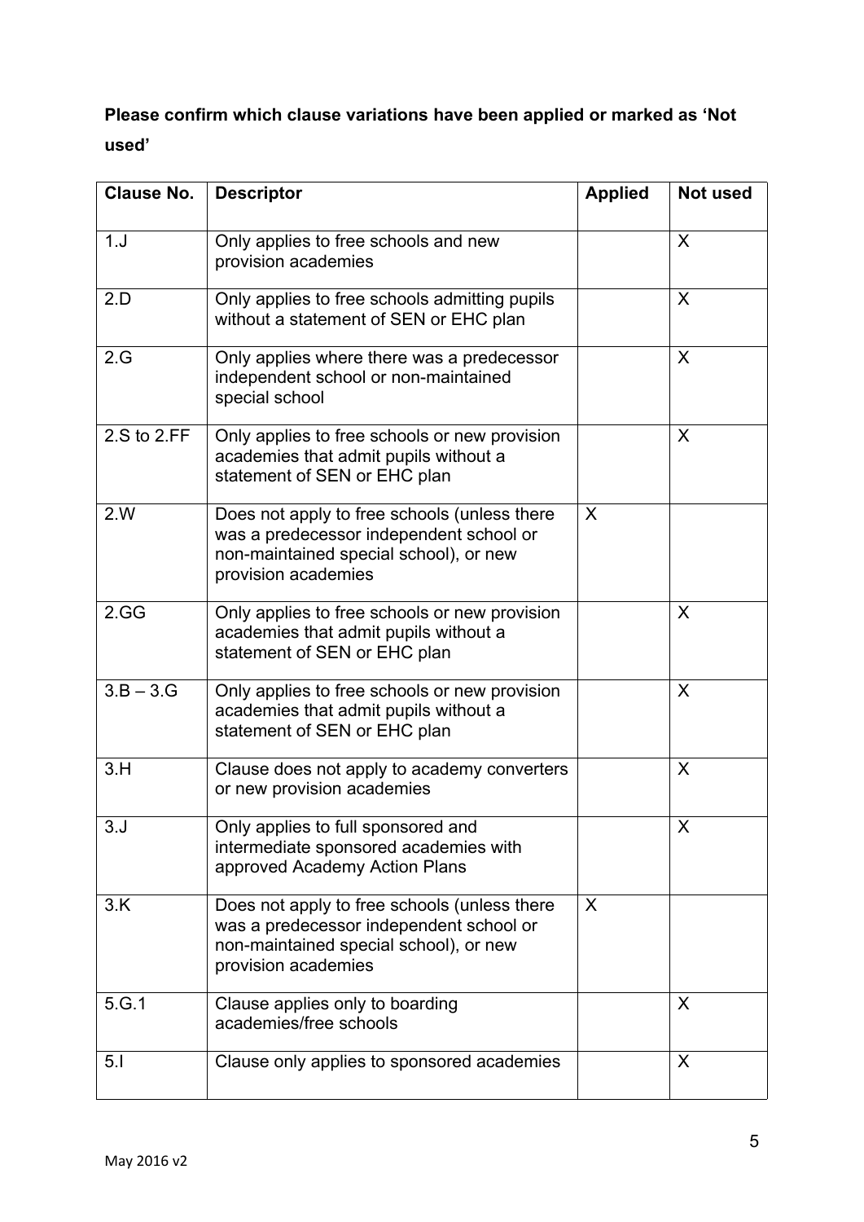**Please confirm which clause variations have been applied or marked as 'Not used'**

| Clause No. | Descriptor | Applied | Not used |
|---|---|---|---|
| 1.J | Only applies to free schools and new provision academies | | X |
| 2.D | Only applies to free schools admitting pupils without a statement of SEN or EHC plan | | X |
| 2.G | Only applies where there was a predecessor independent school or non-maintained special school | | X |
| 2.S to 2.FF | Only applies to free schools or new provision academies that admit pupils without a statement of SEN or EHC plan | | X |
| 2.W | Does not apply to free schools (unless there was a predecessor independent school or non-maintained special school), or new provision academies | X | |
| 2.GG | Only applies to free schools or new provision academies that admit pupils without a statement of SEN or EHC plan | | X |
| 3.B – 3.G | Only applies to free schools or new provision academies that admit pupils without a statement of SEN or EHC plan | | X |
| 3.H | Clause does not apply to academy converters or new provision academies | | X |
| 3.J | Only applies to full sponsored and intermediate sponsored academies with approved Academy Action Plans | | X |
| 3.K | Does not apply to free schools (unless there was a predecessor independent school or non-maintained special school), or new provision academies | X | |
| 5.G.1 | Clause applies only to boarding academies/free schools | | X |
| 5.I | Clause only applies to sponsored academies | | X |

May 2016 v2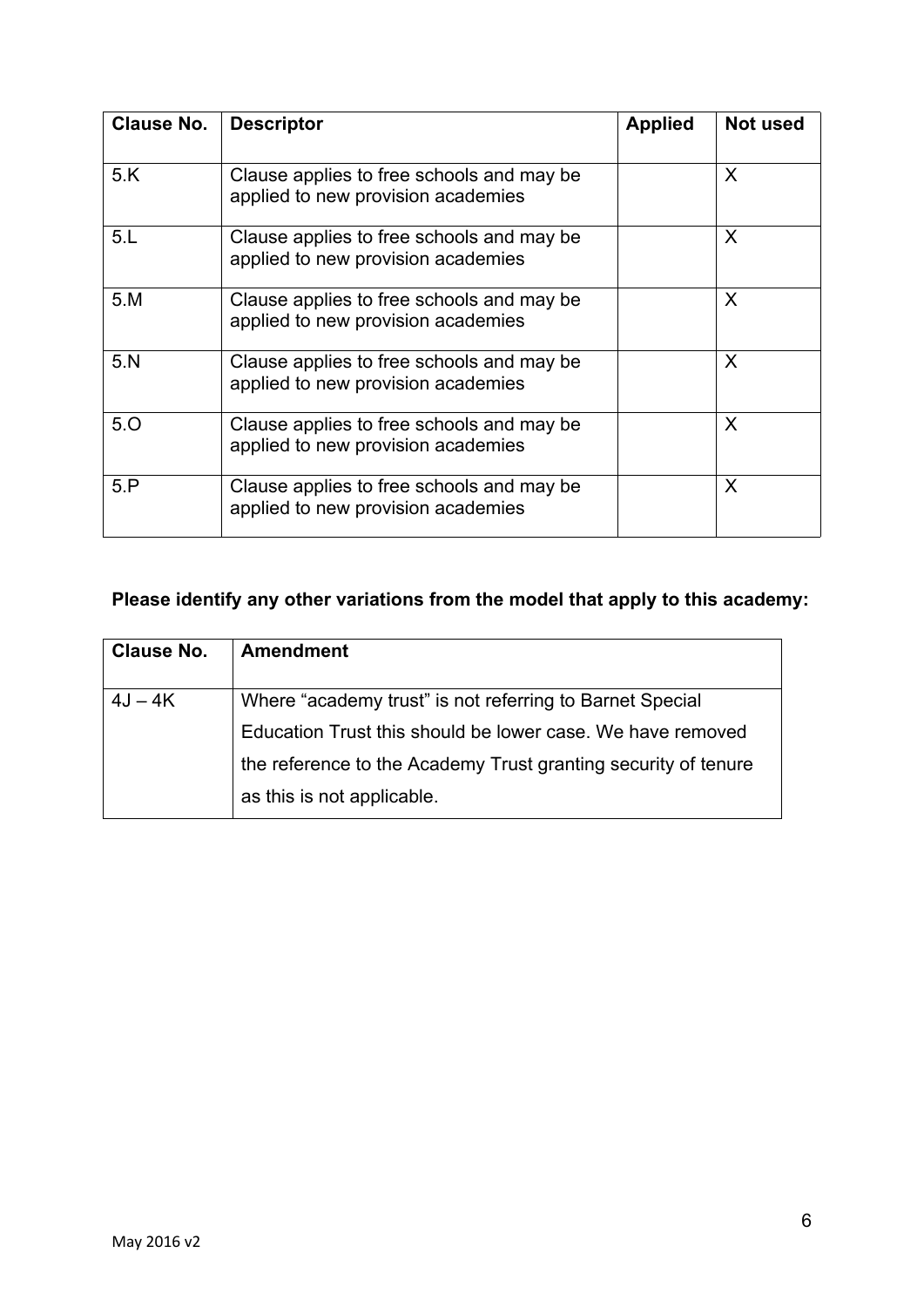| Clause No. | Descriptor | Applied | Not used |
| --- | --- | --- | --- |
| 5.K | Clause applies to free schools and may be applied to new provision academies | | X |
| 5.L | Clause applies to free schools and may be applied to new provision academies | | X |
| 5.M | Clause applies to free schools and may be applied to new provision academies | | X |
| 5.N | Clause applies to free schools and may be applied to new provision academies | | X |
| 5.O | Clause applies to free schools and may be applied to new provision academies | | X |
| 5.P | Clause applies to free schools and may be applied to new provision academies | | X |

**Please identify any other variations from the model that apply to this academy:**

| Clause No. | Amendment |
| --- | --- |
| 4J – 4K | Where "academy trust" is not referring to Barnet Special Education Trust this should be lower case. We have removed the reference to the Academy Trust granting security of tenure as this is not applicable. |

May 2016 v2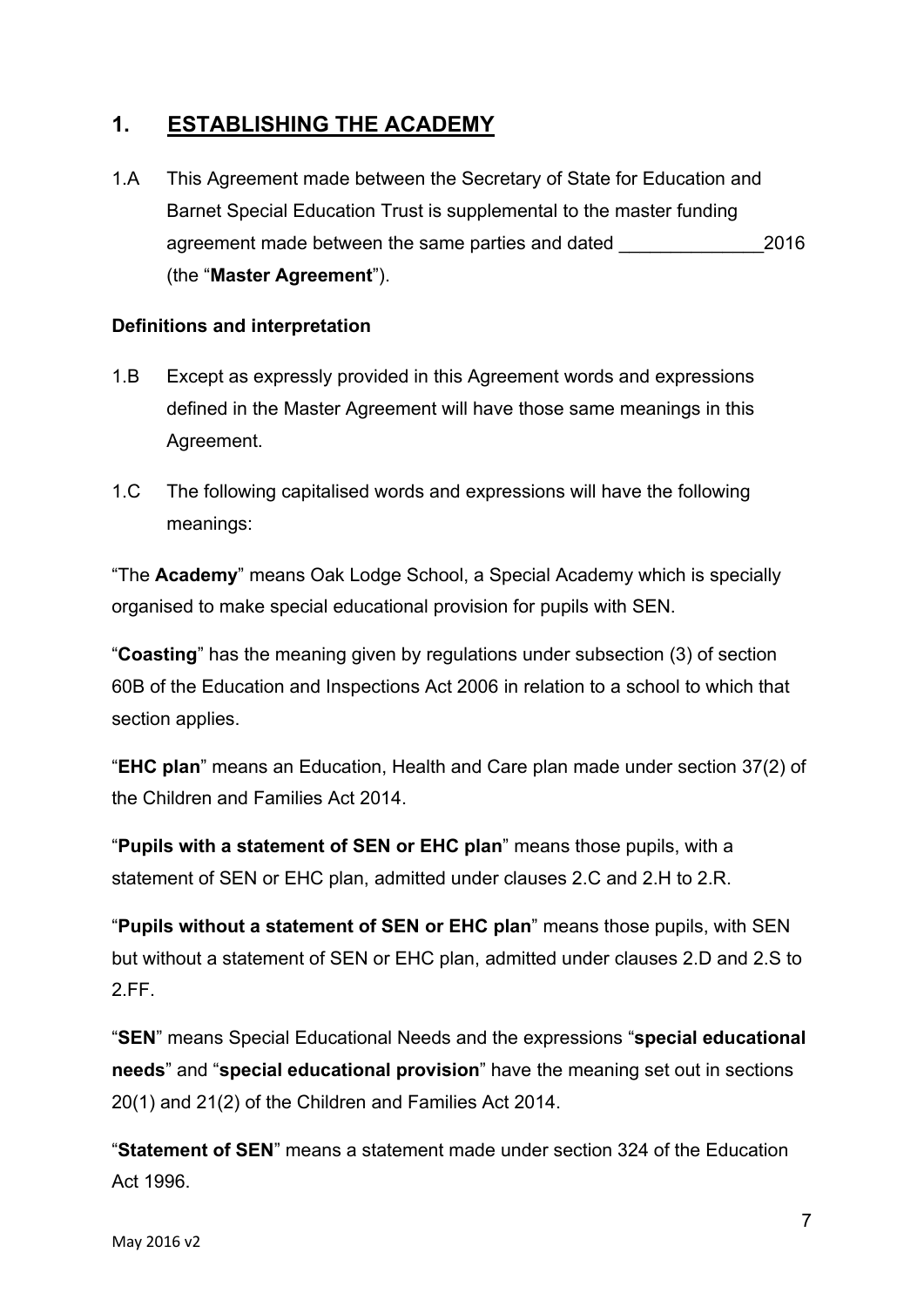## 1. ESTABLISHING THE ACADEMY

1.A This Agreement made between the Secretary of State for Education and Barnet Special Education Trust is supplemental to the master funding agreement made between the same parties and dated ______________2016 (the "**Master Agreement**").

**Definitions and interpretation**

1.B Except as expressly provided in this Agreement words and expressions defined in the Master Agreement will have those same meanings in this Agreement.

1.C The following capitalised words and expressions will have the following meanings:

"The **Academy**" means Oak Lodge School, a Special Academy which is specially organised to make special educational provision for pupils with SEN.

"**Coasting**" has the meaning given by regulations under subsection (3) of section 60B of the Education and Inspections Act 2006 in relation to a school to which that section applies.

"**EHC plan**" means an Education, Health and Care plan made under section 37(2) of the Children and Families Act 2014.

"**Pupils with a statement of SEN or EHC plan**" means those pupils, with a statement of SEN or EHC plan, admitted under clauses 2.C and 2.H to 2.R.

"**Pupils without a statement of SEN or EHC plan**" means those pupils, with SEN but without a statement of SEN or EHC plan, admitted under clauses 2.D and 2.S to 2.FF.

"**SEN**" means Special Educational Needs and the expressions "**special educational needs**" and "**special educational provision**" have the meaning set out in sections 20(1) and 21(2) of the Children and Families Act 2014.

"**Statement of SEN**" means a statement made under section 324 of the Education Act 1996.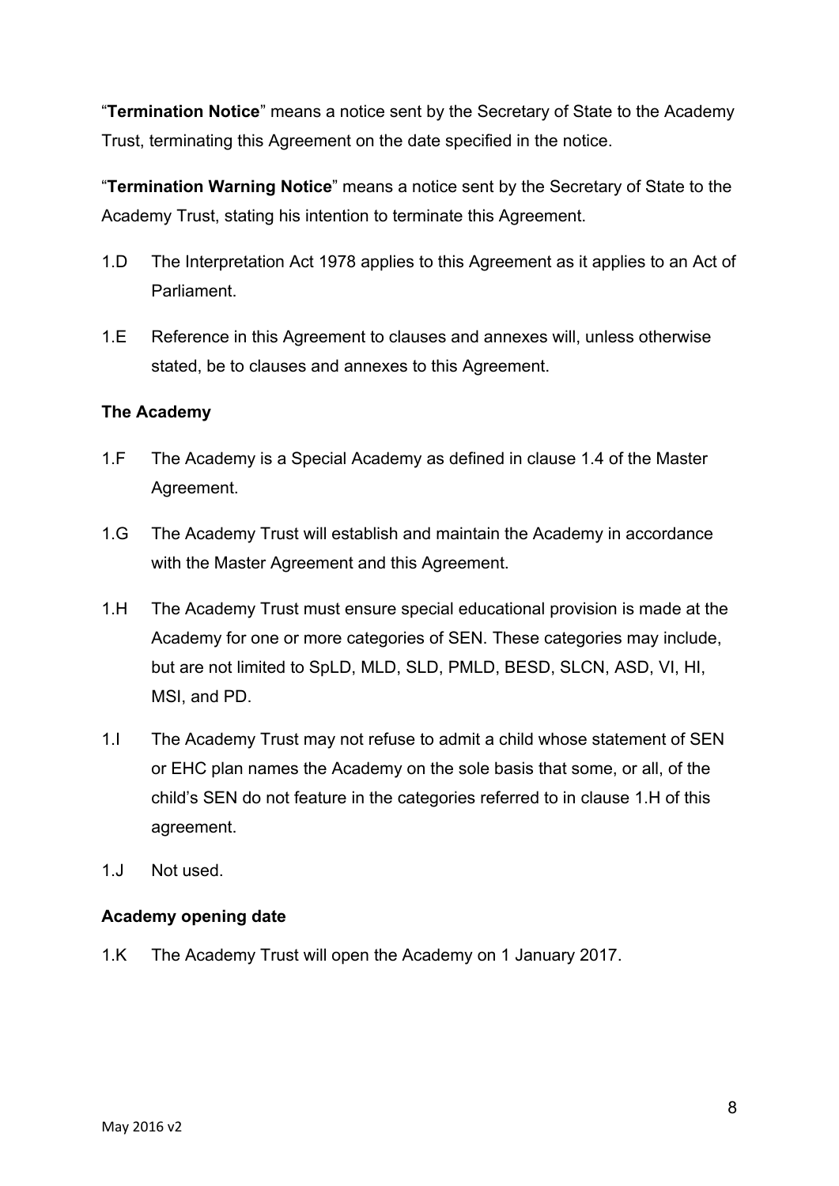"**Termination Notice**" means a notice sent by the Secretary of State to the Academy Trust, terminating this Agreement on the date specified in the notice.

"**Termination Warning Notice**" means a notice sent by the Secretary of State to the Academy Trust, stating his intention to terminate this Agreement.

1.D The Interpretation Act 1978 applies to this Agreement as it applies to an Act of Parliament.

1.E Reference in this Agreement to clauses and annexes will, unless otherwise stated, be to clauses and annexes to this Agreement.

**The Academy**

1.F The Academy is a Special Academy as defined in clause 1.4 of the Master Agreement.

1.G The Academy Trust will establish and maintain the Academy in accordance with the Master Agreement and this Agreement.

1.H The Academy Trust must ensure special educational provision is made at the Academy for one or more categories of SEN. These categories may include, but are not limited to SpLD, MLD, SLD, PMLD, BESD, SLCN, ASD, VI, HI, MSI, and PD.

1.I The Academy Trust may not refuse to admit a child whose statement of SEN or EHC plan names the Academy on the sole basis that some, or all, of the child's SEN do not feature in the categories referred to in clause 1.H of this agreement.

1.J Not used.

**Academy opening date**

1.K The Academy Trust will open the Academy on 1 January 2017.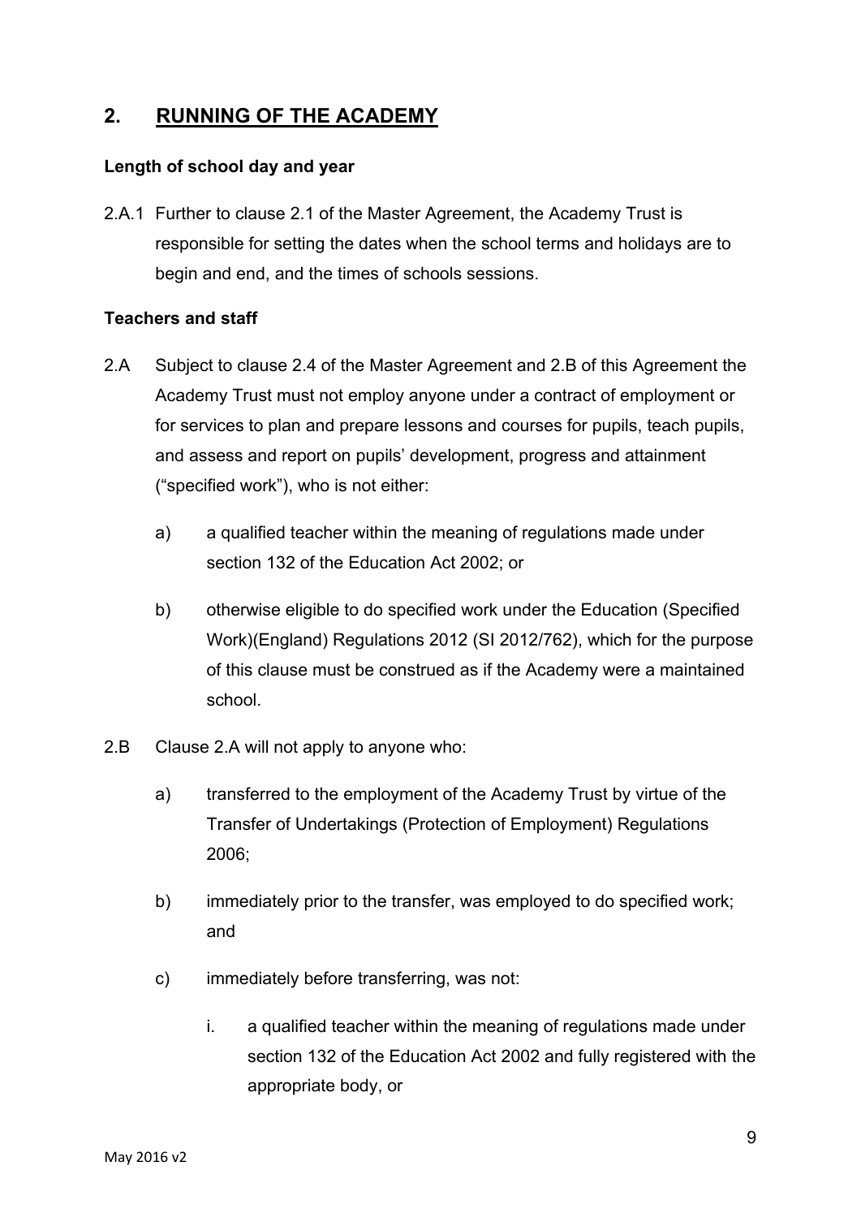## 2. RUNNING OF THE ACADEMY

**Length of school day and year**

2.A.1 Further to clause 2.1 of the Master Agreement, the Academy Trust is responsible for setting the dates when the school terms and holidays are to begin and end, and the times of schools sessions.

**Teachers and staff**

2.A Subject to clause 2.4 of the Master Agreement and 2.B of this Agreement the Academy Trust must not employ anyone under a contract of employment or for services to plan and prepare lessons and courses for pupils, teach pupils, and assess and report on pupils' development, progress and attainment ("specified work"), who is not either:

a) a qualified teacher within the meaning of regulations made under section 132 of the Education Act 2002; or

b) otherwise eligible to do specified work under the Education (Specified Work)(England) Regulations 2012 (SI 2012/762), which for the purpose of this clause must be construed as if the Academy were a maintained school.

2.B Clause 2.A will not apply to anyone who:

a) transferred to the employment of the Academy Trust by virtue of the Transfer of Undertakings (Protection of Employment) Regulations 2006;

b) immediately prior to the transfer, was employed to do specified work; and

c) immediately before transferring, was not:

i. a qualified teacher within the meaning of regulations made under section 132 of the Education Act 2002 and fully registered with the appropriate body, or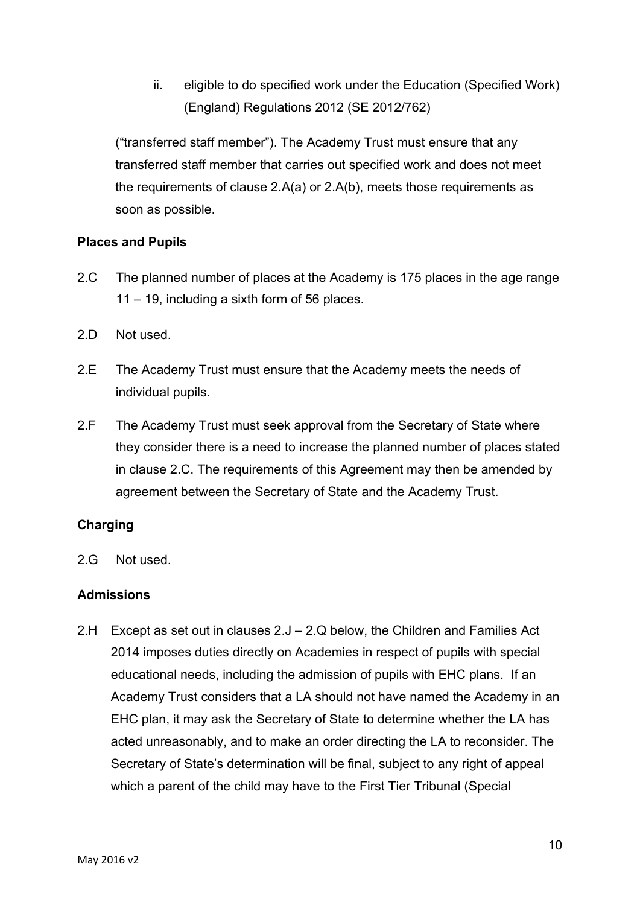ii. eligible to do specified work under the Education (Specified Work) (England) Regulations 2012 (SE 2012/762)

("transferred staff member"). The Academy Trust must ensure that any transferred staff member that carries out specified work and does not meet the requirements of clause 2.A(a) or 2.A(b), meets those requirements as soon as possible.

**Places and Pupils**

2.C The planned number of places at the Academy is 175 places in the age range 11 – 19, including a sixth form of 56 places.

2.D Not used.

2.E The Academy Trust must ensure that the Academy meets the needs of individual pupils.

2.F The Academy Trust must seek approval from the Secretary of State where they consider there is a need to increase the planned number of places stated in clause 2.C. The requirements of this Agreement may then be amended by agreement between the Secretary of State and the Academy Trust.

**Charging**

2.G Not used.

**Admissions**

2.H Except as set out in clauses 2.J – 2.Q below, the Children and Families Act 2014 imposes duties directly on Academies in respect of pupils with special educational needs, including the admission of pupils with EHC plans. If an Academy Trust considers that a LA should not have named the Academy in an EHC plan, it may ask the Secretary of State to determine whether the LA has acted unreasonably, and to make an order directing the LA to reconsider. The Secretary of State's determination will be final, subject to any right of appeal which a parent of the child may have to the First Tier Tribunal (Special

May 2016 v2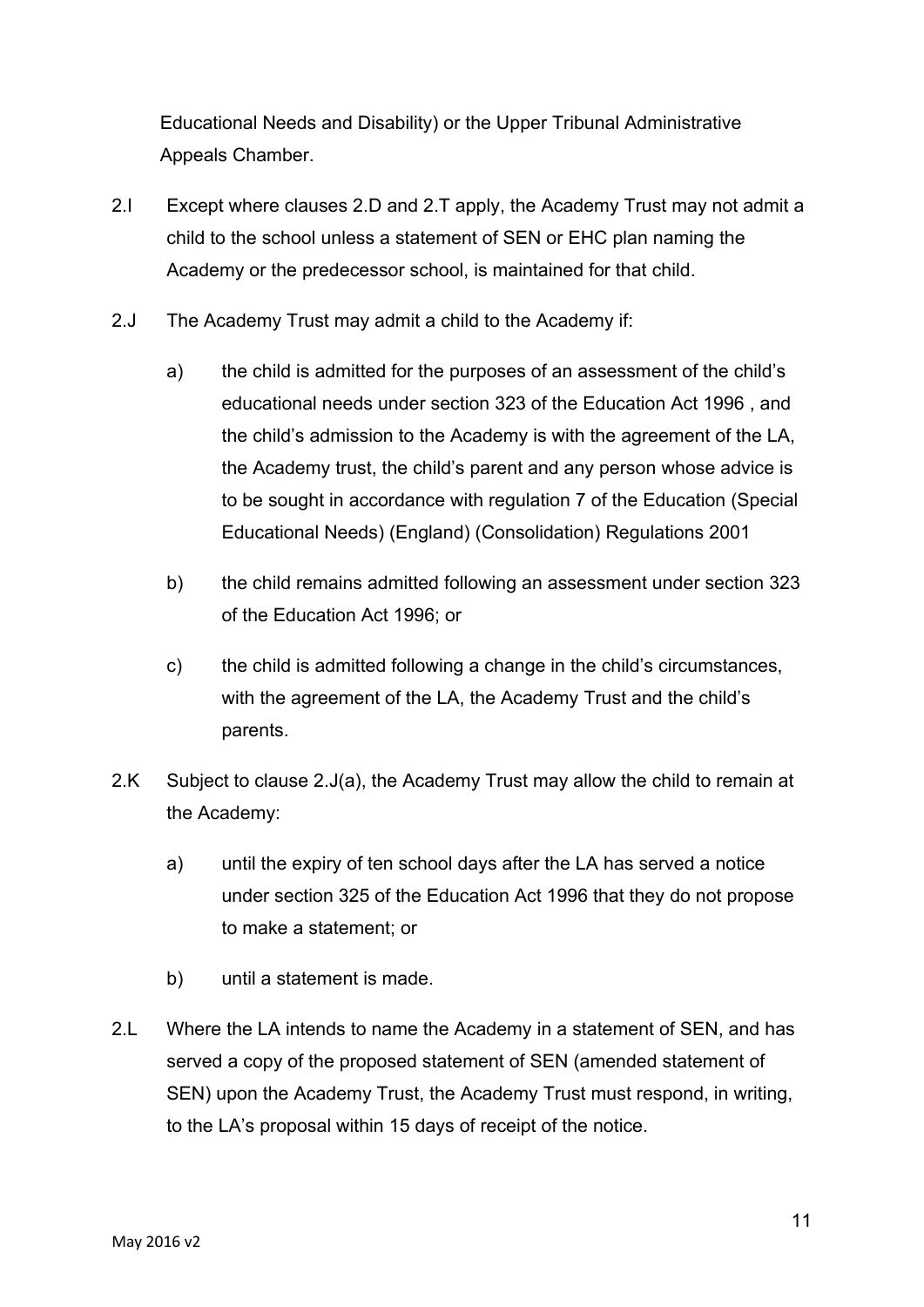Educational Needs and Disability) or the Upper Tribunal Administrative Appeals Chamber.

2.I Except where clauses 2.D and 2.T apply, the Academy Trust may not admit a child to the school unless a statement of SEN or EHC plan naming the Academy or the predecessor school, is maintained for that child.

2.J The Academy Trust may admit a child to the Academy if:

a) the child is admitted for the purposes of an assessment of the child's educational needs under section 323 of the Education Act 1996 , and the child's admission to the Academy is with the agreement of the LA, the Academy trust, the child's parent and any person whose advice is to be sought in accordance with regulation 7 of the Education (Special Educational Needs) (England) (Consolidation) Regulations 2001

b) the child remains admitted following an assessment under section 323 of the Education Act 1996; or

c) the child is admitted following a change in the child's circumstances, with the agreement of the LA, the Academy Trust and the child's parents.

2.K Subject to clause 2.J(a), the Academy Trust may allow the child to remain at the Academy:

a) until the expiry of ten school days after the LA has served a notice under section 325 of the Education Act 1996 that they do not propose to make a statement; or

b) until a statement is made.

2.L Where the LA intends to name the Academy in a statement of SEN, and has served a copy of the proposed statement of SEN (amended statement of SEN) upon the Academy Trust, the Academy Trust must respond, in writing, to the LA's proposal within 15 days of receipt of the notice.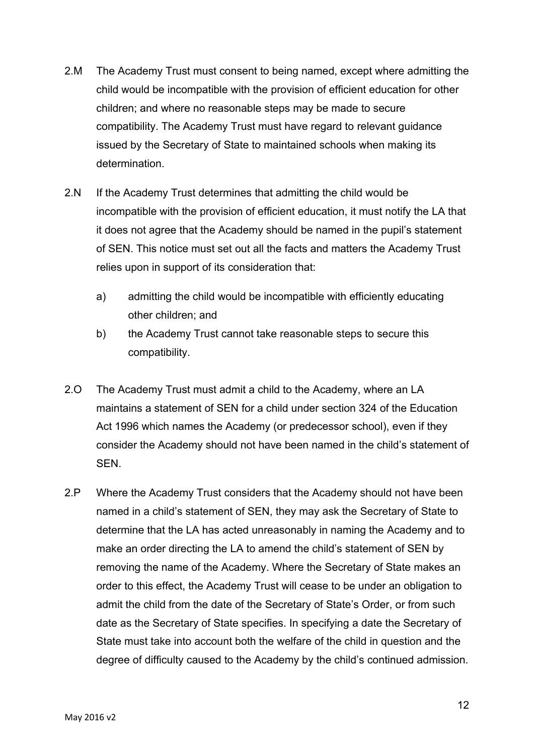2.M The Academy Trust must consent to being named, except where admitting the child would be incompatible with the provision of efficient education for other children; and where no reasonable steps may be made to secure compatibility. The Academy Trust must have regard to relevant guidance issued by the Secretary of State to maintained schools when making its determination.

2.N If the Academy Trust determines that admitting the child would be incompatible with the provision of efficient education, it must notify the LA that it does not agree that the Academy should be named in the pupil's statement of SEN. This notice must set out all the facts and matters the Academy Trust relies upon in support of its consideration that:

a) admitting the child would be incompatible with efficiently educating other children; and

b) the Academy Trust cannot take reasonable steps to secure this compatibility.

2.O The Academy Trust must admit a child to the Academy, where an LA maintains a statement of SEN for a child under section 324 of the Education Act 1996 which names the Academy (or predecessor school), even if they consider the Academy should not have been named in the child's statement of SEN.

2.P Where the Academy Trust considers that the Academy should not have been named in a child's statement of SEN, they may ask the Secretary of State to determine that the LA has acted unreasonably in naming the Academy and to make an order directing the LA to amend the child's statement of SEN by removing the name of the Academy. Where the Secretary of State makes an order to this effect, the Academy Trust will cease to be under an obligation to admit the child from the date of the Secretary of State's Order, or from such date as the Secretary of State specifies. In specifying a date the Secretary of State must take into account both the welfare of the child in question and the degree of difficulty caused to the Academy by the child's continued admission.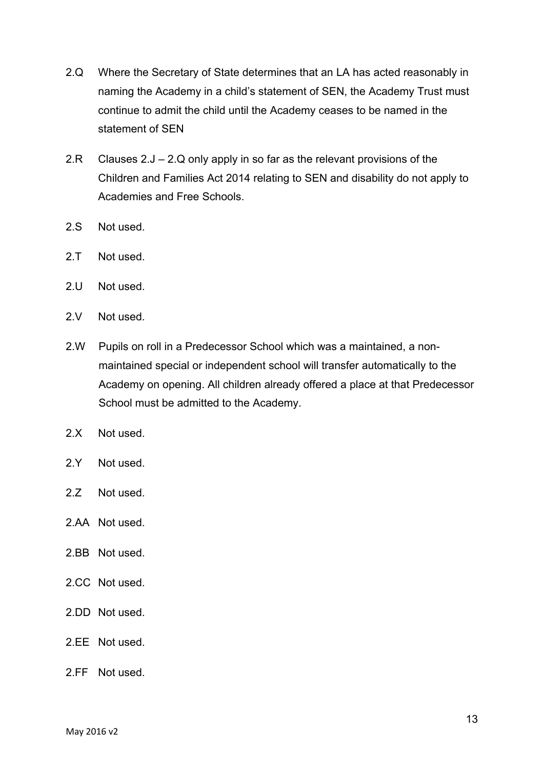2.Q Where the Secretary of State determines that an LA has acted reasonably in naming the Academy in a child's statement of SEN, the Academy Trust must continue to admit the child until the Academy ceases to be named in the statement of SEN

2.R Clauses 2.J – 2.Q only apply in so far as the relevant provisions of the Children and Families Act 2014 relating to SEN and disability do not apply to Academies and Free Schools.

2.S Not used.

2.T Not used.

2.U Not used.

2.V Not used.

2.W Pupils on roll in a Predecessor School which was a maintained, a non-maintained special or independent school will transfer automatically to the Academy on opening. All children already offered a place at that Predecessor School must be admitted to the Academy.

2.X Not used.

2.Y Not used.

2.Z Not used.

2.AA Not used.

2.BB Not used.

2.CC Not used.

2.DD Not used.

2.EE Not used.

2.FF Not used.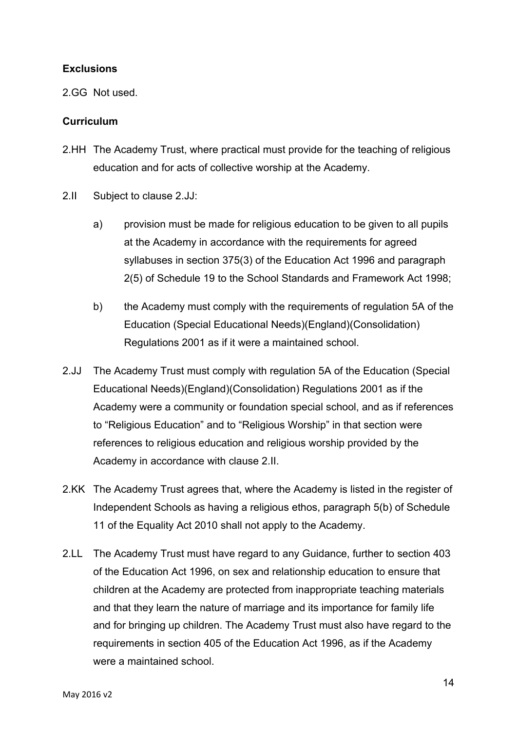**Exclusions**

2.GG Not used.

**Curriculum**

2.HH The Academy Trust, where practical must provide for the teaching of religious education and for acts of collective worship at the Academy.

2.II Subject to clause 2.JJ:

a) provision must be made for religious education to be given to all pupils at the Academy in accordance with the requirements for agreed syllabuses in section 375(3) of the Education Act 1996 and paragraph 2(5) of Schedule 19 to the School Standards and Framework Act 1998;

b) the Academy must comply with the requirements of regulation 5A of the Education (Special Educational Needs)(England)(Consolidation) Regulations 2001 as if it were a maintained school.

2.JJ The Academy Trust must comply with regulation 5A of the Education (Special Educational Needs)(England)(Consolidation) Regulations 2001 as if the Academy were a community or foundation special school, and as if references to "Religious Education" and to "Religious Worship" in that section were references to religious education and religious worship provided by the Academy in accordance with clause 2.II.

2.KK The Academy Trust agrees that, where the Academy is listed in the register of Independent Schools as having a religious ethos, paragraph 5(b) of Schedule 11 of the Equality Act 2010 shall not apply to the Academy.

2.LL The Academy Trust must have regard to any Guidance, further to section 403 of the Education Act 1996, on sex and relationship education to ensure that children at the Academy are protected from inappropriate teaching materials and that they learn the nature of marriage and its importance for family life and for bringing up children. The Academy Trust must also have regard to the requirements in section 405 of the Education Act 1996, as if the Academy were a maintained school.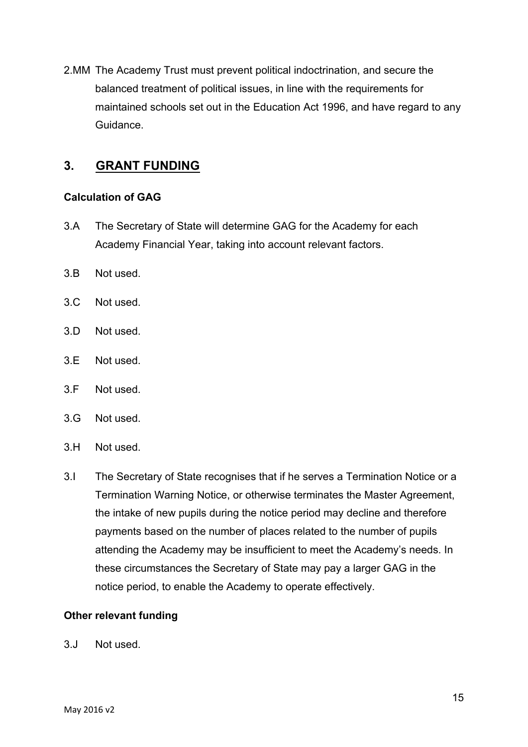2.MM The Academy Trust must prevent political indoctrination, and secure the balanced treatment of political issues, in line with the requirements for maintained schools set out in the Education Act 1996, and have regard to any Guidance.

## 3. GRANT FUNDING

### Calculation of GAG

3.A The Secretary of State will determine GAG for the Academy for each Academy Financial Year, taking into account relevant factors.

3.B Not used.

3.C Not used.

3.D Not used.

3.E Not used.

3.F Not used.

3.G Not used.

3.H Not used.

3.I The Secretary of State recognises that if he serves a Termination Notice or a Termination Warning Notice, or otherwise terminates the Master Agreement, the intake of new pupils during the notice period may decline and therefore payments based on the number of places related to the number of pupils attending the Academy may be insufficient to meet the Academy's needs. In these circumstances the Secretary of State may pay a larger GAG in the notice period, to enable the Academy to operate effectively.

### Other relevant funding

3.J Not used.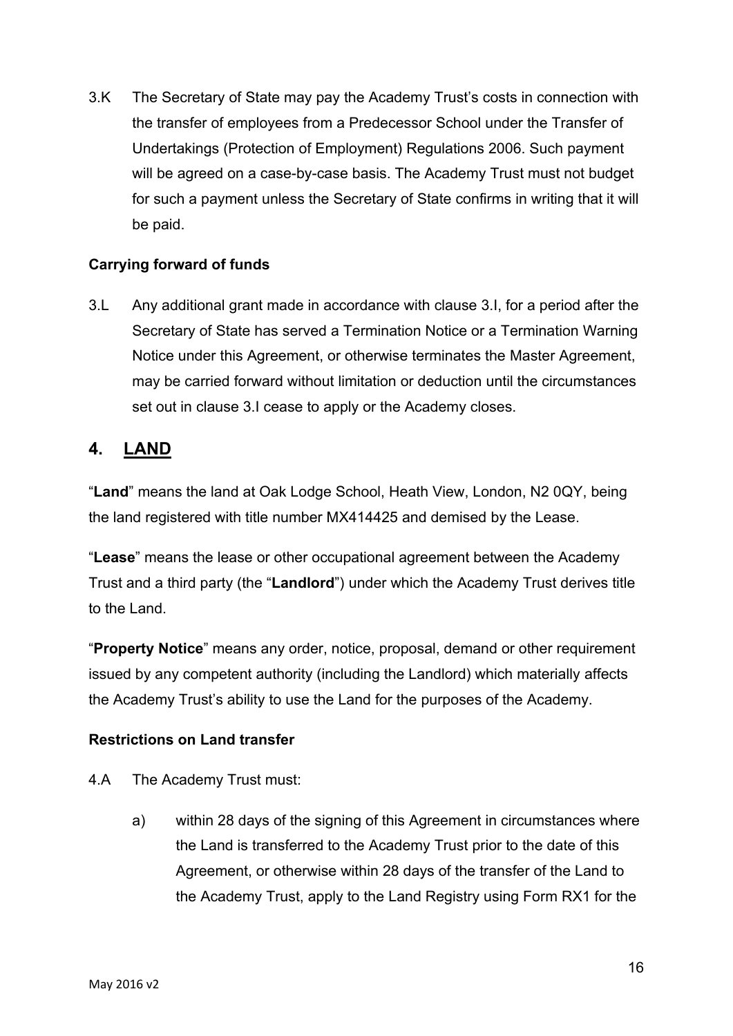3.K The Secretary of State may pay the Academy Trust's costs in connection with the transfer of employees from a Predecessor School under the Transfer of Undertakings (Protection of Employment) Regulations 2006. Such payment will be agreed on a case-by-case basis. The Academy Trust must not budget for such a payment unless the Secretary of State confirms in writing that it will be paid.

**Carrying forward of funds**

3.L Any additional grant made in accordance with clause 3.I, for a period after the Secretary of State has served a Termination Notice or a Termination Warning Notice under this Agreement, or otherwise terminates the Master Agreement, may be carried forward without limitation or deduction until the circumstances set out in clause 3.I cease to apply or the Academy closes.

## 4. LAND

"**Land**" means the land at Oak Lodge School, Heath View, London, N2 0QY, being the land registered with title number MX414425 and demised by the Lease.

"**Lease**" means the lease or other occupational agreement between the Academy Trust and a third party (the "**Landlord**") under which the Academy Trust derives title to the Land.

"**Property Notice**" means any order, notice, proposal, demand or other requirement issued by any competent authority (including the Landlord) which materially affects the Academy Trust's ability to use the Land for the purposes of the Academy.

**Restrictions on Land transfer**

4.A The Academy Trust must:

a) within 28 days of the signing of this Agreement in circumstances where the Land is transferred to the Academy Trust prior to the date of this Agreement, or otherwise within 28 days of the transfer of the Land to the Academy Trust, apply to the Land Registry using Form RX1 for the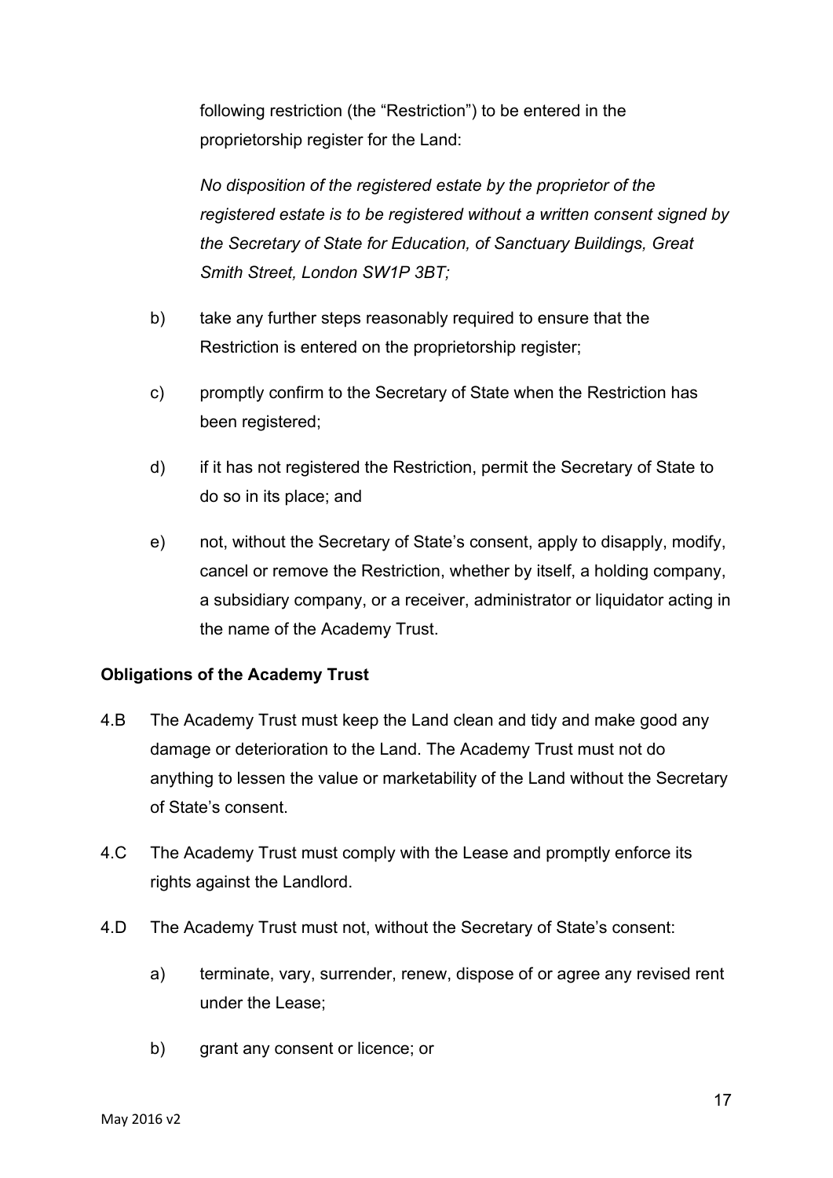following restriction (the "Restriction") to be entered in the proprietorship register for the Land:

*No disposition of the registered estate by the proprietor of the registered estate is to be registered without a written consent signed by the Secretary of State for Education, of Sanctuary Buildings, Great Smith Street, London SW1P 3BT;*

b) take any further steps reasonably required to ensure that the Restriction is entered on the proprietorship register;

c) promptly confirm to the Secretary of State when the Restriction has been registered;

d) if it has not registered the Restriction, permit the Secretary of State to do so in its place; and

e) not, without the Secretary of State's consent, apply to disapply, modify, cancel or remove the Restriction, whether by itself, a holding company, a subsidiary company, or a receiver, administrator or liquidator acting in the name of the Academy Trust.

**Obligations of the Academy Trust**

4.B The Academy Trust must keep the Land clean and tidy and make good any damage or deterioration to the Land. The Academy Trust must not do anything to lessen the value or marketability of the Land without the Secretary of State's consent.

4.C The Academy Trust must comply with the Lease and promptly enforce its rights against the Landlord.

4.D The Academy Trust must not, without the Secretary of State's consent:

a) terminate, vary, surrender, renew, dispose of or agree any revised rent under the Lease;

b) grant any consent or licence; or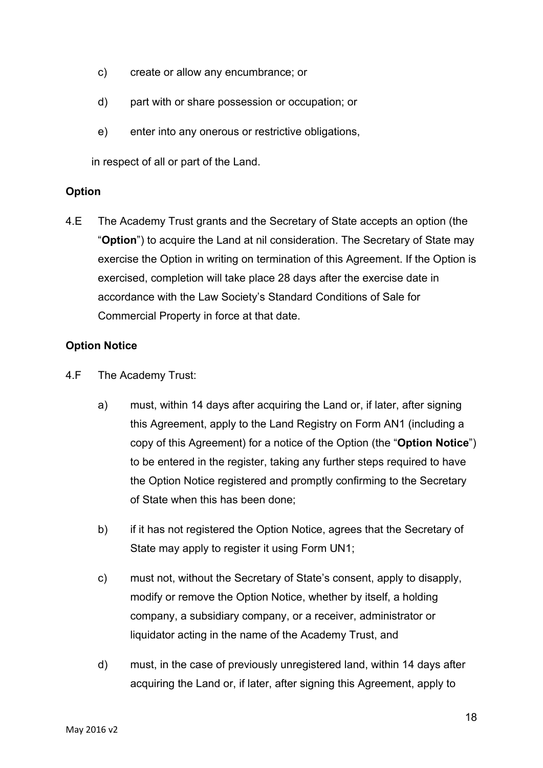c) create or allow any encumbrance; or

d) part with or share possession or occupation; or

e) enter into any onerous or restrictive obligations,

in respect of all or part of the Land.

**Option**

4.E The Academy Trust grants and the Secretary of State accepts an option (the "**Option**") to acquire the Land at nil consideration. The Secretary of State may exercise the Option in writing on termination of this Agreement. If the Option is exercised, completion will take place 28 days after the exercise date in accordance with the Law Society's Standard Conditions of Sale for Commercial Property in force at that date.

**Option Notice**

4.F The Academy Trust:

a) must, within 14 days after acquiring the Land or, if later, after signing this Agreement, apply to the Land Registry on Form AN1 (including a copy of this Agreement) for a notice of the Option (the "**Option Notice**") to be entered in the register, taking any further steps required to have the Option Notice registered and promptly confirming to the Secretary of State when this has been done;

b) if it has not registered the Option Notice, agrees that the Secretary of State may apply to register it using Form UN1;

c) must not, without the Secretary of State's consent, apply to disapply, modify or remove the Option Notice, whether by itself, a holding company, a subsidiary company, or a receiver, administrator or liquidator acting in the name of the Academy Trust, and

d) must, in the case of previously unregistered land, within 14 days after acquiring the Land or, if later, after signing this Agreement, apply to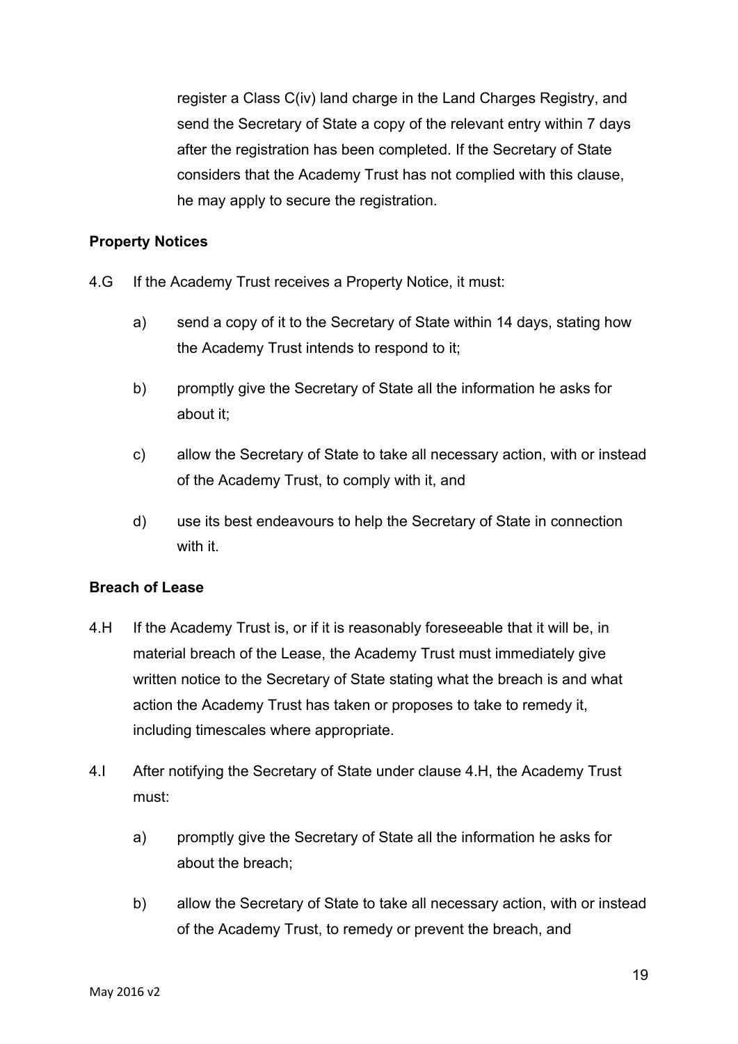register a Class C(iv) land charge in the Land Charges Registry, and send the Secretary of State a copy of the relevant entry within 7 days after the registration has been completed. If the Secretary of State considers that the Academy Trust has not complied with this clause, he may apply to secure the registration.

**Property Notices**

4.G If the Academy Trust receives a Property Notice, it must:

a) send a copy of it to the Secretary of State within 14 days, stating how the Academy Trust intends to respond to it;

b) promptly give the Secretary of State all the information he asks for about it;

c) allow the Secretary of State to take all necessary action, with or instead of the Academy Trust, to comply with it, and

d) use its best endeavours to help the Secretary of State in connection with it.

**Breach of Lease**

4.H If the Academy Trust is, or if it is reasonably foreseeable that it will be, in material breach of the Lease, the Academy Trust must immediately give written notice to the Secretary of State stating what the breach is and what action the Academy Trust has taken or proposes to take to remedy it, including timescales where appropriate.

4.I After notifying the Secretary of State under clause 4.H, the Academy Trust must:

a) promptly give the Secretary of State all the information he asks for about the breach;

b) allow the Secretary of State to take all necessary action, with or instead of the Academy Trust, to remedy or prevent the breach, and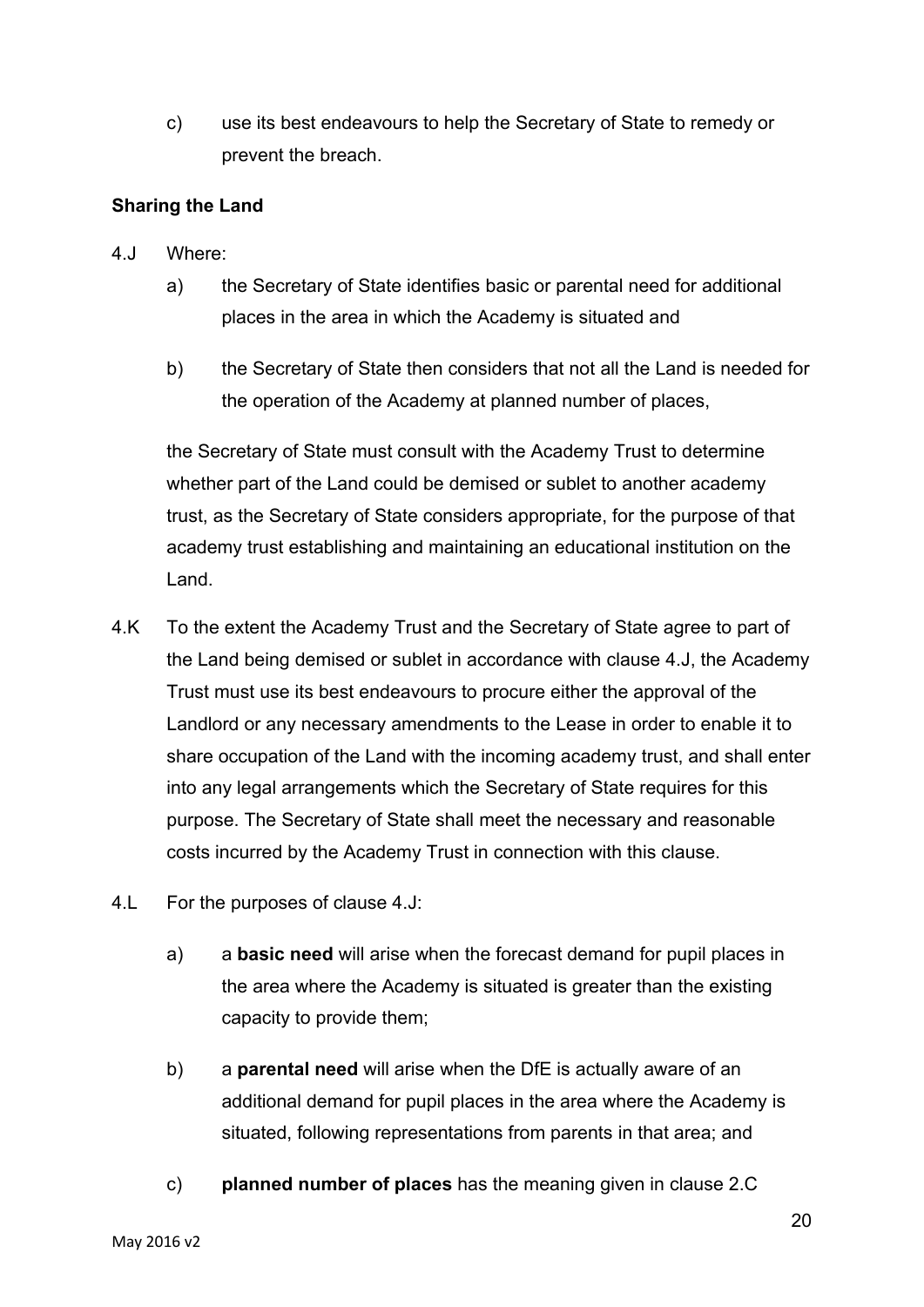c) use its best endeavours to help the Secretary of State to remedy or prevent the breach.

**Sharing the Land**

4.J Where:

a) the Secretary of State identifies basic or parental need for additional places in the area in which the Academy is situated and

b) the Secretary of State then considers that not all the Land is needed for the operation of the Academy at planned number of places,

the Secretary of State must consult with the Academy Trust to determine whether part of the Land could be demised or sublet to another academy trust, as the Secretary of State considers appropriate, for the purpose of that academy trust establishing and maintaining an educational institution on the Land.

4.K To the extent the Academy Trust and the Secretary of State agree to part of the Land being demised or sublet in accordance with clause 4.J, the Academy Trust must use its best endeavours to procure either the approval of the Landlord or any necessary amendments to the Lease in order to enable it to share occupation of the Land with the incoming academy trust, and shall enter into any legal arrangements which the Secretary of State requires for this purpose. The Secretary of State shall meet the necessary and reasonable costs incurred by the Academy Trust in connection with this clause.

4.L For the purposes of clause 4.J:

a) a **basic need** will arise when the forecast demand for pupil places in the area where the Academy is situated is greater than the existing capacity to provide them;

b) a **parental need** will arise when the DfE is actually aware of an additional demand for pupil places in the area where the Academy is situated, following representations from parents in that area; and

c) **planned number of places** has the meaning given in clause 2.C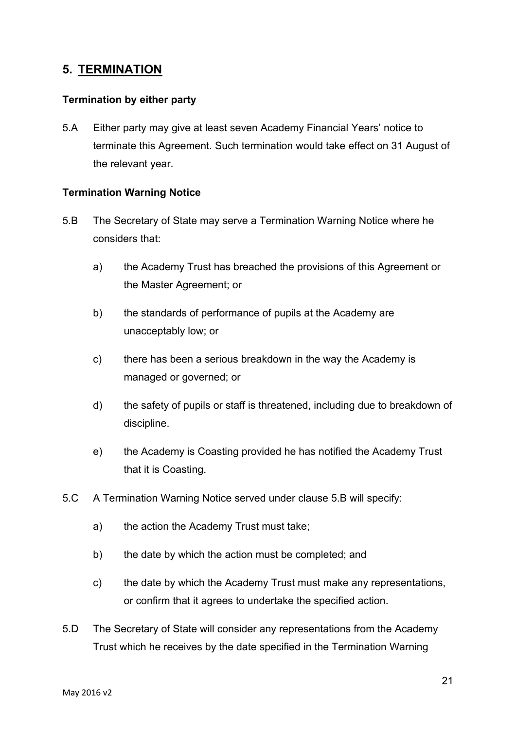## 5. TERMINATION

**Termination by either party**

5.A Either party may give at least seven Academy Financial Years' notice to terminate this Agreement. Such termination would take effect on 31 August of the relevant year.

**Termination Warning Notice**

5.B The Secretary of State may serve a Termination Warning Notice where he considers that:

a) the Academy Trust has breached the provisions of this Agreement or the Master Agreement; or

b) the standards of performance of pupils at the Academy are unacceptably low; or

c) there has been a serious breakdown in the way the Academy is managed or governed; or

d) the safety of pupils or staff is threatened, including due to breakdown of discipline.

e) the Academy is Coasting provided he has notified the Academy Trust that it is Coasting.

5.C A Termination Warning Notice served under clause 5.B will specify:

a) the action the Academy Trust must take;

b) the date by which the action must be completed; and

c) the date by which the Academy Trust must make any representations, or confirm that it agrees to undertake the specified action.

5.D The Secretary of State will consider any representations from the Academy Trust which he receives by the date specified in the Termination Warning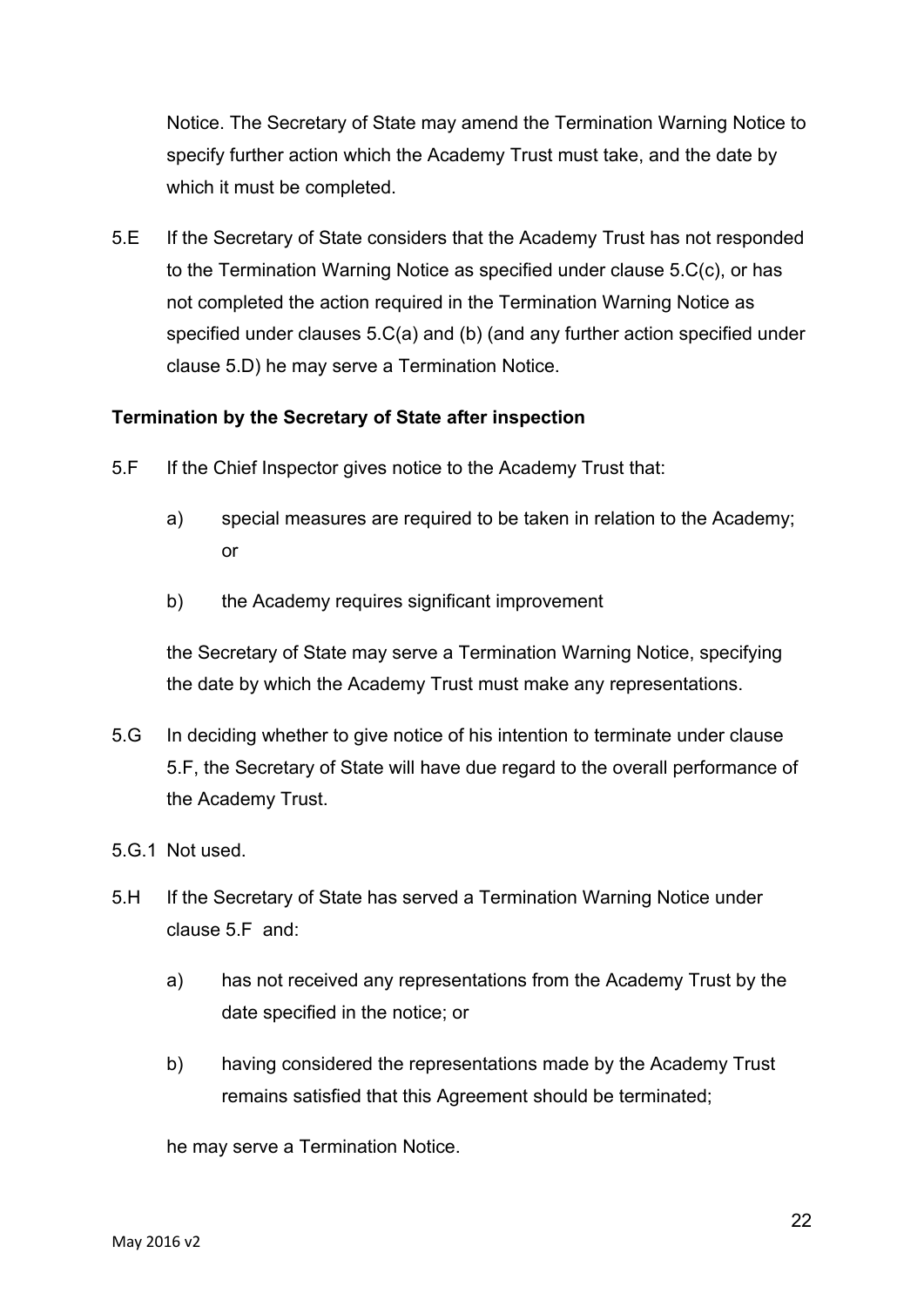Notice. The Secretary of State may amend the Termination Warning Notice to specify further action which the Academy Trust must take, and the date by which it must be completed.

5.E If the Secretary of State considers that the Academy Trust has not responded to the Termination Warning Notice as specified under clause 5.C(c), or has not completed the action required in the Termination Warning Notice as specified under clauses 5.C(a) and (b) (and any further action specified under clause 5.D) he may serve a Termination Notice.

**Termination by the Secretary of State after inspection**

5.F If the Chief Inspector gives notice to the Academy Trust that:

a) special measures are required to be taken in relation to the Academy; or

b) the Academy requires significant improvement

the Secretary of State may serve a Termination Warning Notice, specifying the date by which the Academy Trust must make any representations.

5.G In deciding whether to give notice of his intention to terminate under clause 5.F, the Secretary of State will have due regard to the overall performance of the Academy Trust.

5.G.1 Not used.

5.H If the Secretary of State has served a Termination Warning Notice under clause 5.F and:

a) has not received any representations from the Academy Trust by the date specified in the notice; or

b) having considered the representations made by the Academy Trust remains satisfied that this Agreement should be terminated;

he may serve a Termination Notice.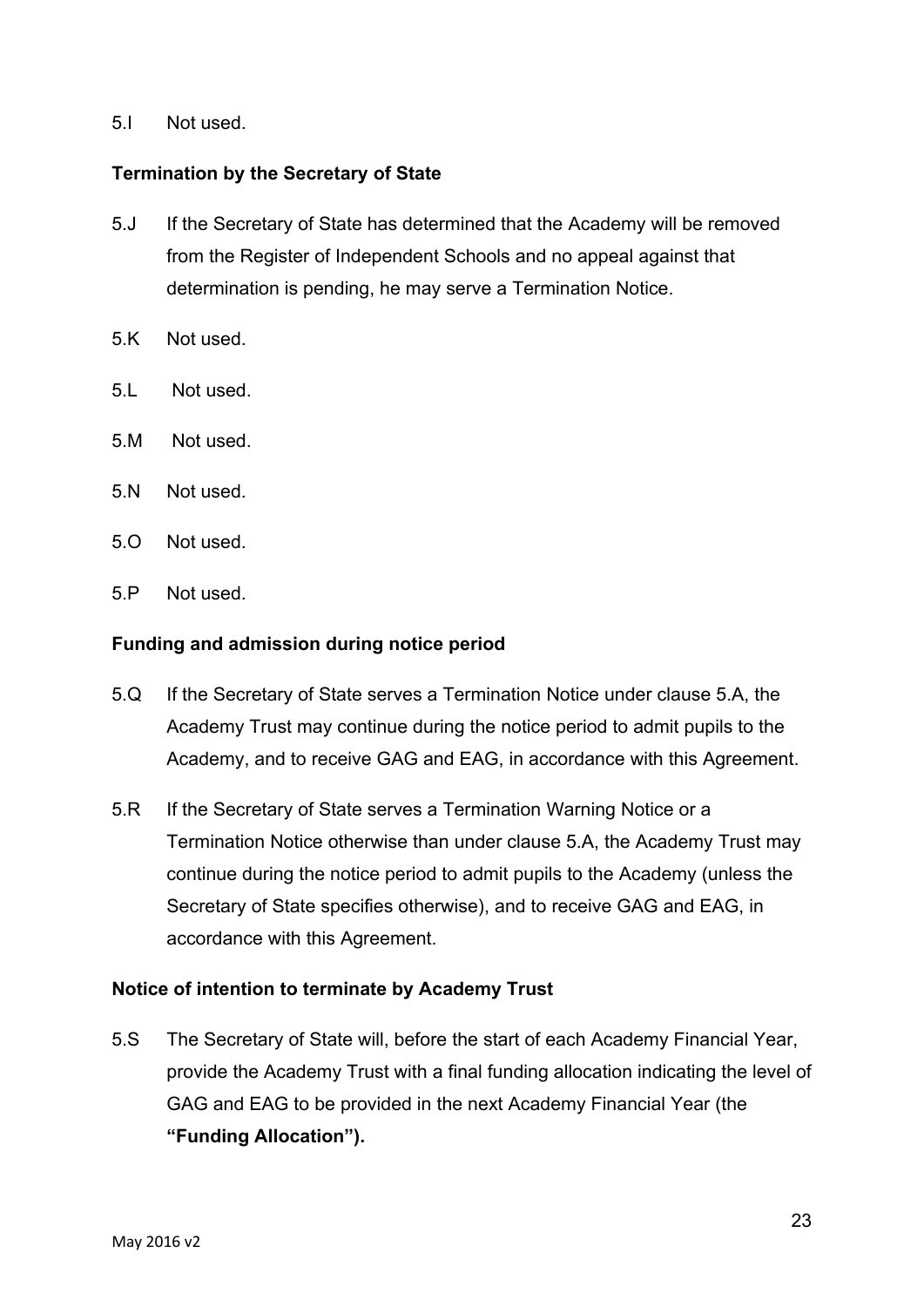5.I Not used.

**Termination by the Secretary of State**

5.J If the Secretary of State has determined that the Academy will be removed from the Register of Independent Schools and no appeal against that determination is pending, he may serve a Termination Notice.

5.K Not used.

5.L Not used.

5.M Not used.

5.N Not used.

5.O Not used.

5.P Not used.

**Funding and admission during notice period**

5.Q If the Secretary of State serves a Termination Notice under clause 5.A, the Academy Trust may continue during the notice period to admit pupils to the Academy, and to receive GAG and EAG, in accordance with this Agreement.

5.R If the Secretary of State serves a Termination Warning Notice or a Termination Notice otherwise than under clause 5.A, the Academy Trust may continue during the notice period to admit pupils to the Academy (unless the Secretary of State specifies otherwise), and to receive GAG and EAG, in accordance with this Agreement.

**Notice of intention to terminate by Academy Trust**

5.S The Secretary of State will, before the start of each Academy Financial Year, provide the Academy Trust with a final funding allocation indicating the level of GAG and EAG to be provided in the next Academy Financial Year (the **"Funding Allocation").**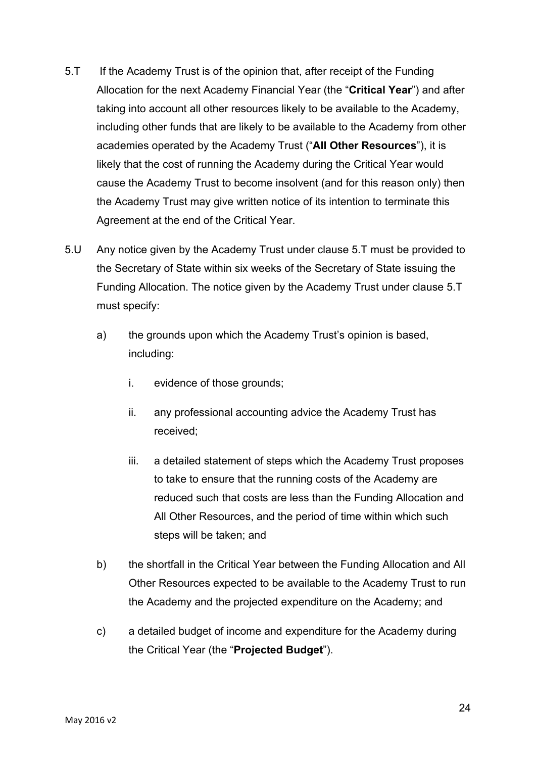5.T If the Academy Trust is of the opinion that, after receipt of the Funding Allocation for the next Academy Financial Year (the "**Critical Year**") and after taking into account all other resources likely to be available to the Academy, including other funds that are likely to be available to the Academy from other academies operated by the Academy Trust ("**All Other Resources**"), it is likely that the cost of running the Academy during the Critical Year would cause the Academy Trust to become insolvent (and for this reason only) then the Academy Trust may give written notice of its intention to terminate this Agreement at the end of the Critical Year.

5.U Any notice given by the Academy Trust under clause 5.T must be provided to the Secretary of State within six weeks of the Secretary of State issuing the Funding Allocation. The notice given by the Academy Trust under clause 5.T must specify:

a) the grounds upon which the Academy Trust's opinion is based, including:

i. evidence of those grounds;

ii. any professional accounting advice the Academy Trust has received;

iii. a detailed statement of steps which the Academy Trust proposes to take to ensure that the running costs of the Academy are reduced such that costs are less than the Funding Allocation and All Other Resources, and the period of time within which such steps will be taken; and

b) the shortfall in the Critical Year between the Funding Allocation and All Other Resources expected to be available to the Academy Trust to run the Academy and the projected expenditure on the Academy; and

c) a detailed budget of income and expenditure for the Academy during the Critical Year (the "**Projected Budget**").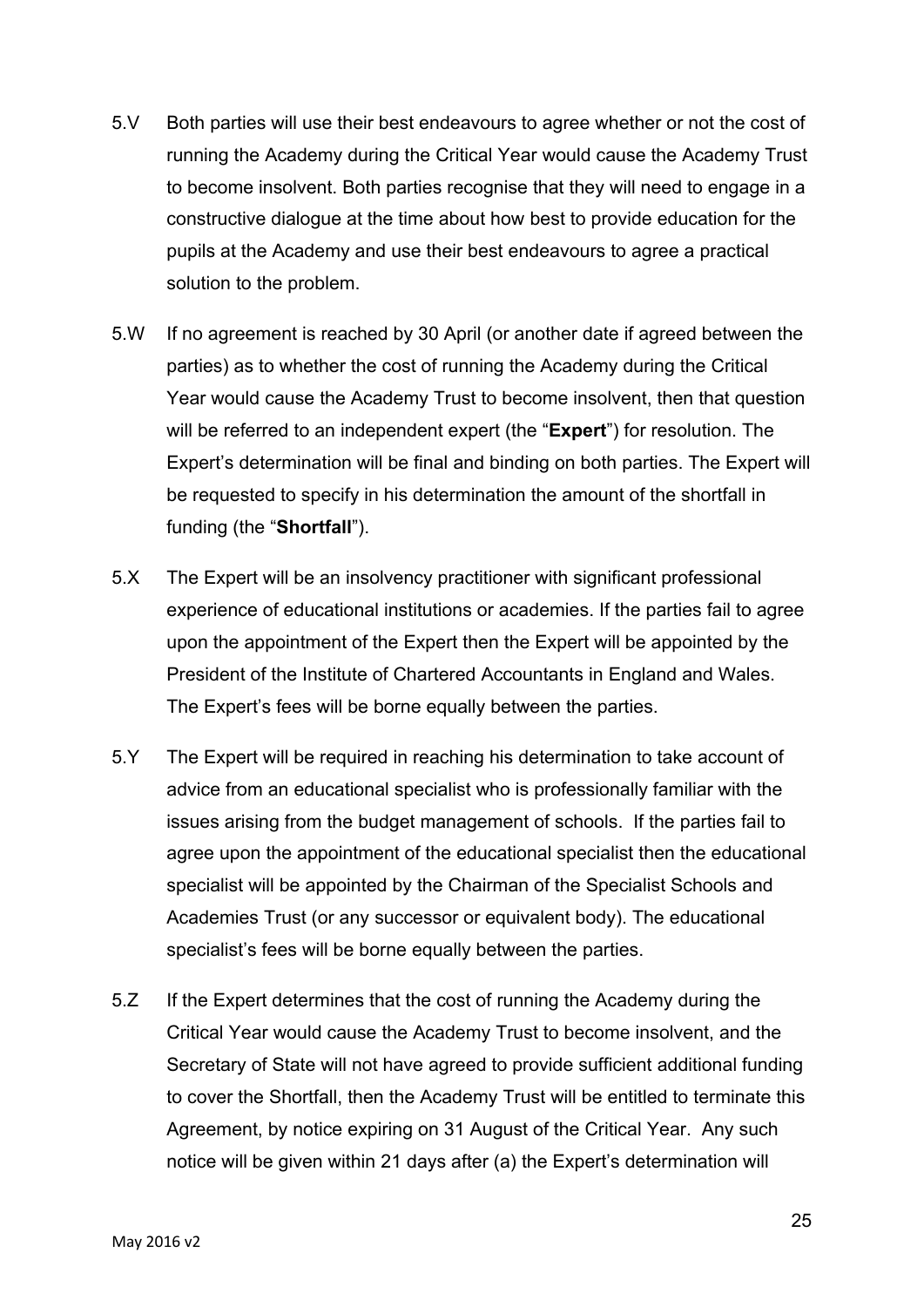5.V Both parties will use their best endeavours to agree whether or not the cost of running the Academy during the Critical Year would cause the Academy Trust to become insolvent. Both parties recognise that they will need to engage in a constructive dialogue at the time about how best to provide education for the pupils at the Academy and use their best endeavours to agree a practical solution to the problem.

5.W If no agreement is reached by 30 April (or another date if agreed between the parties) as to whether the cost of running the Academy during the Critical Year would cause the Academy Trust to become insolvent, then that question will be referred to an independent expert (the "**Expert**") for resolution. The Expert's determination will be final and binding on both parties. The Expert will be requested to specify in his determination the amount of the shortfall in funding (the "**Shortfall**").

5.X The Expert will be an insolvency practitioner with significant professional experience of educational institutions or academies. If the parties fail to agree upon the appointment of the Expert then the Expert will be appointed by the President of the Institute of Chartered Accountants in England and Wales. The Expert's fees will be borne equally between the parties.

5.Y The Expert will be required in reaching his determination to take account of advice from an educational specialist who is professionally familiar with the issues arising from the budget management of schools. If the parties fail to agree upon the appointment of the educational specialist then the educational specialist will be appointed by the Chairman of the Specialist Schools and Academies Trust (or any successor or equivalent body). The educational specialist's fees will be borne equally between the parties.

5.Z If the Expert determines that the cost of running the Academy during the Critical Year would cause the Academy Trust to become insolvent, and the Secretary of State will not have agreed to provide sufficient additional funding to cover the Shortfall, then the Academy Trust will be entitled to terminate this Agreement, by notice expiring on 31 August of the Critical Year. Any such notice will be given within 21 days after (a) the Expert's determination will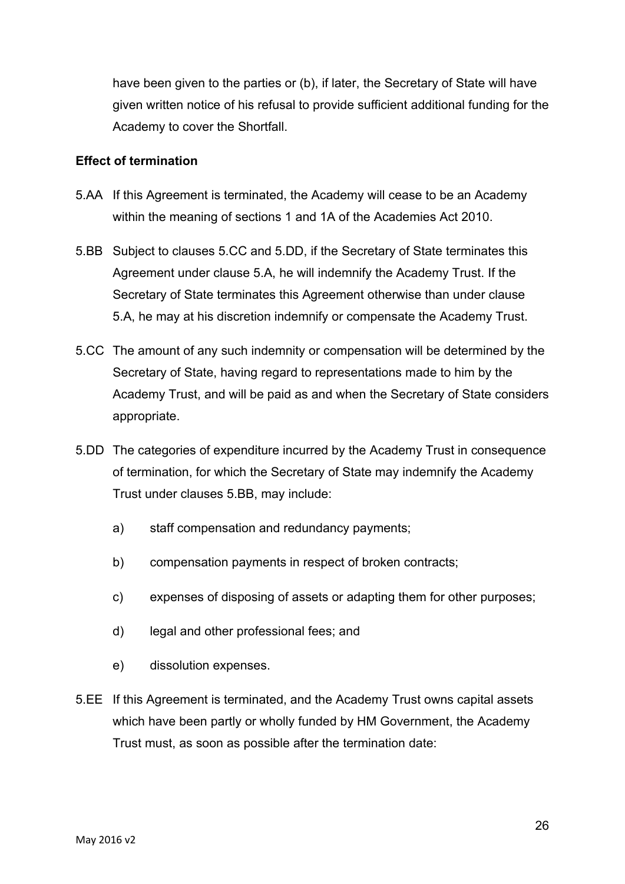have been given to the parties or (b), if later, the Secretary of State will have given written notice of his refusal to provide sufficient additional funding for the Academy to cover the Shortfall.

**Effect of termination**

5.AA If this Agreement is terminated, the Academy will cease to be an Academy within the meaning of sections 1 and 1A of the Academies Act 2010.

5.BB Subject to clauses 5.CC and 5.DD, if the Secretary of State terminates this Agreement under clause 5.A, he will indemnify the Academy Trust. If the Secretary of State terminates this Agreement otherwise than under clause 5.A, he may at his discretion indemnify or compensate the Academy Trust.

5.CC The amount of any such indemnity or compensation will be determined by the Secretary of State, having regard to representations made to him by the Academy Trust, and will be paid as and when the Secretary of State considers appropriate.

5.DD The categories of expenditure incurred by the Academy Trust in consequence of termination, for which the Secretary of State may indemnify the Academy Trust under clauses 5.BB, may include:

a) staff compensation and redundancy payments;

b) compensation payments in respect of broken contracts;

c) expenses of disposing of assets or adapting them for other purposes;

d) legal and other professional fees; and

e) dissolution expenses.

5.EE If this Agreement is terminated, and the Academy Trust owns capital assets which have been partly or wholly funded by HM Government, the Academy Trust must, as soon as possible after the termination date: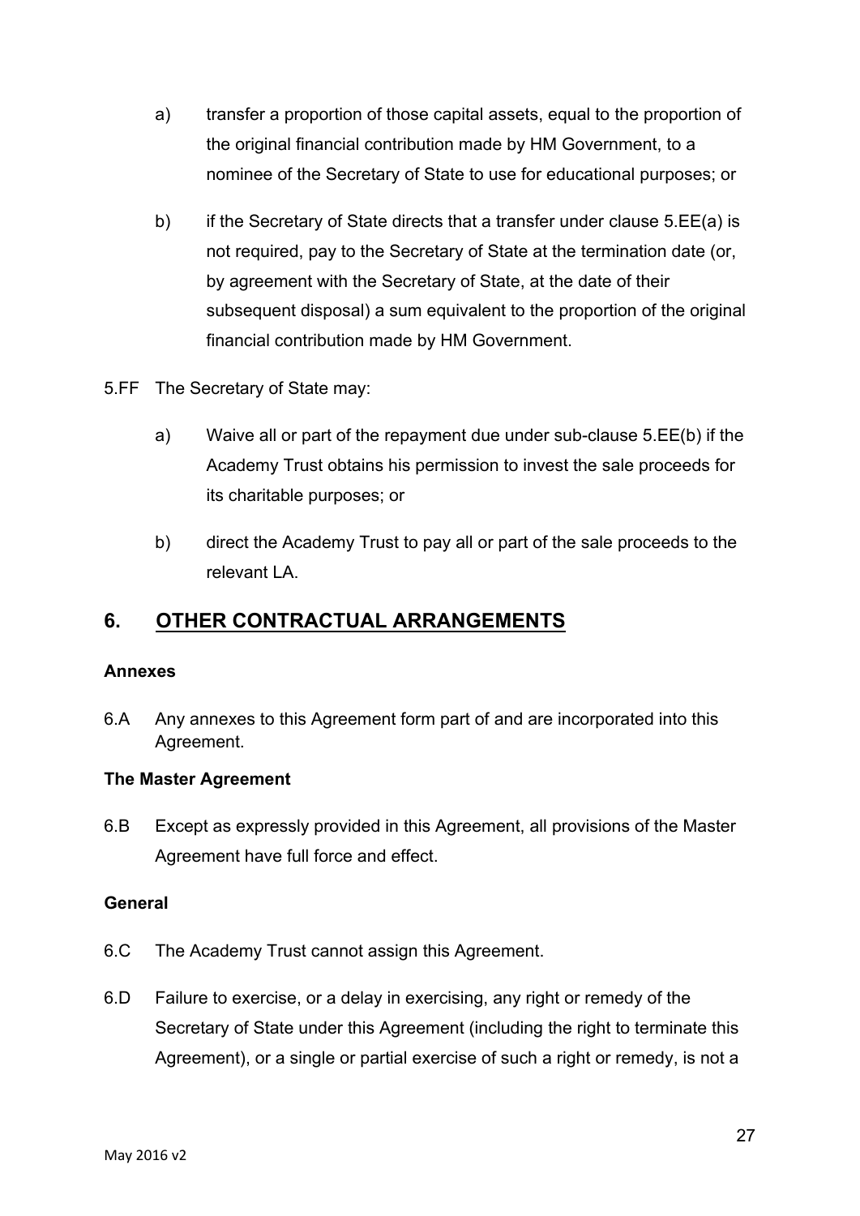a) transfer a proportion of those capital assets, equal to the proportion of the original financial contribution made by HM Government, to a nominee of the Secretary of State to use for educational purposes; or

b) if the Secretary of State directs that a transfer under clause 5.EE(a) is not required, pay to the Secretary of State at the termination date (or, by agreement with the Secretary of State, at the date of their subsequent disposal) a sum equivalent to the proportion of the original financial contribution made by HM Government.

5.FF The Secretary of State may:

a) Waive all or part of the repayment due under sub-clause 5.EE(b) if the Academy Trust obtains his permission to invest the sale proceeds for its charitable purposes; or

b) direct the Academy Trust to pay all or part of the sale proceeds to the relevant LA.

## 6. OTHER CONTRACTUAL ARRANGEMENTS

**Annexes**

6.A Any annexes to this Agreement form part of and are incorporated into this Agreement.

**The Master Agreement**

6.B Except as expressly provided in this Agreement, all provisions of the Master Agreement have full force and effect.

**General**

6.C The Academy Trust cannot assign this Agreement.

6.D Failure to exercise, or a delay in exercising, any right or remedy of the Secretary of State under this Agreement (including the right to terminate this Agreement), or a single or partial exercise of such a right or remedy, is not a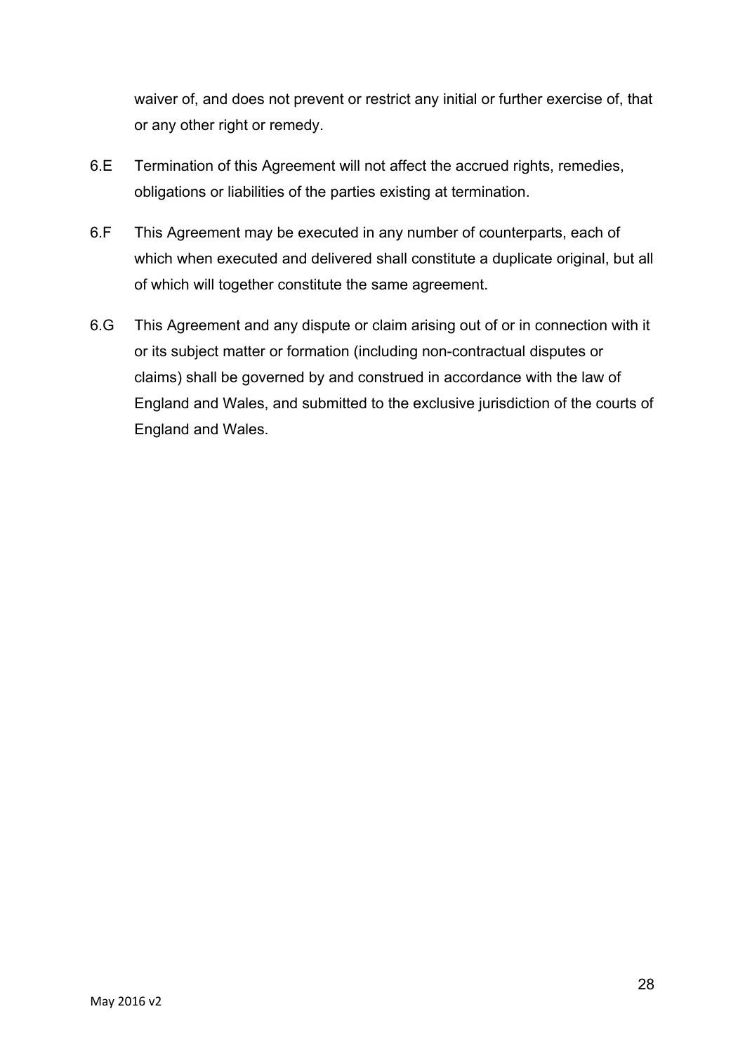waiver of, and does not prevent or restrict any initial or further exercise of, that or any other right or remedy.

6.E Termination of this Agreement will not affect the accrued rights, remedies, obligations or liabilities of the parties existing at termination.

6.F This Agreement may be executed in any number of counterparts, each of which when executed and delivered shall constitute a duplicate original, but all of which will together constitute the same agreement.

6.G This Agreement and any dispute or claim arising out of or in connection with it or its subject matter or formation (including non-contractual disputes or claims) shall be governed by and construed in accordance with the law of England and Wales, and submitted to the exclusive jurisdiction of the courts of England and Wales.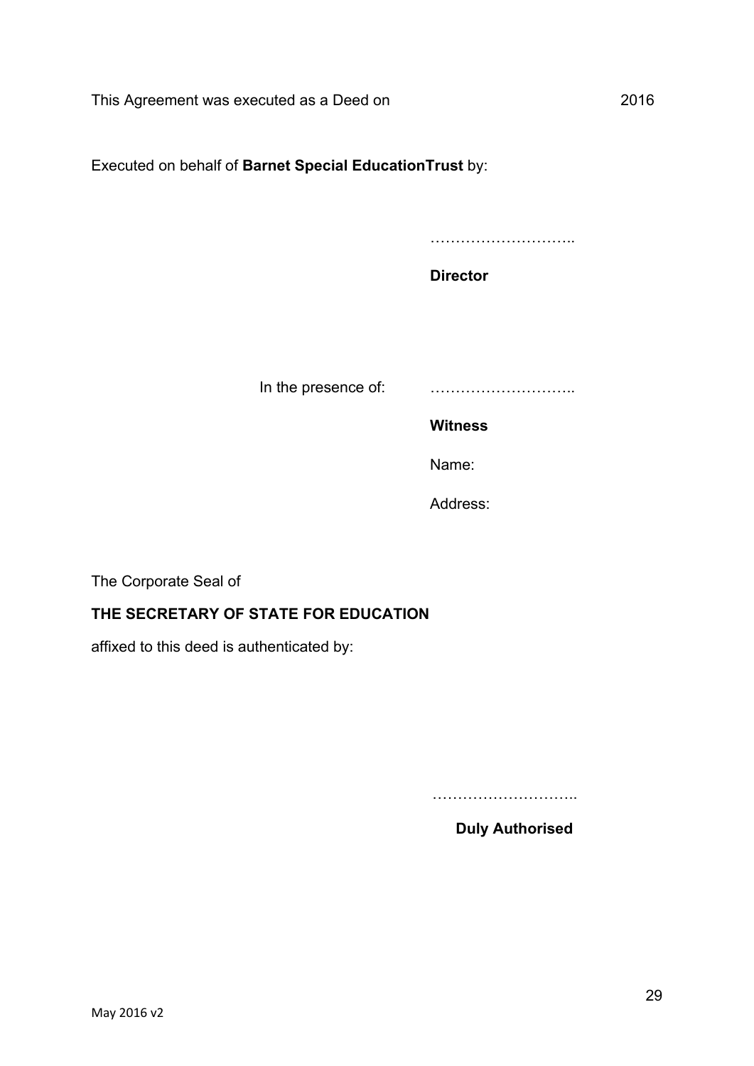This Agreement was executed as a Deed on 2016

Executed on behalf of **Barnet Special EducationTrust** by:

………………………..

**Director**

In the presence of: ………………………..

**Witness**

Name:

Address:

The Corporate Seal of

**THE SECRETARY OF STATE FOR EDUCATION**

affixed to this deed is authenticated by:

………………………..

**Duly Authorised**

May 2016 v2